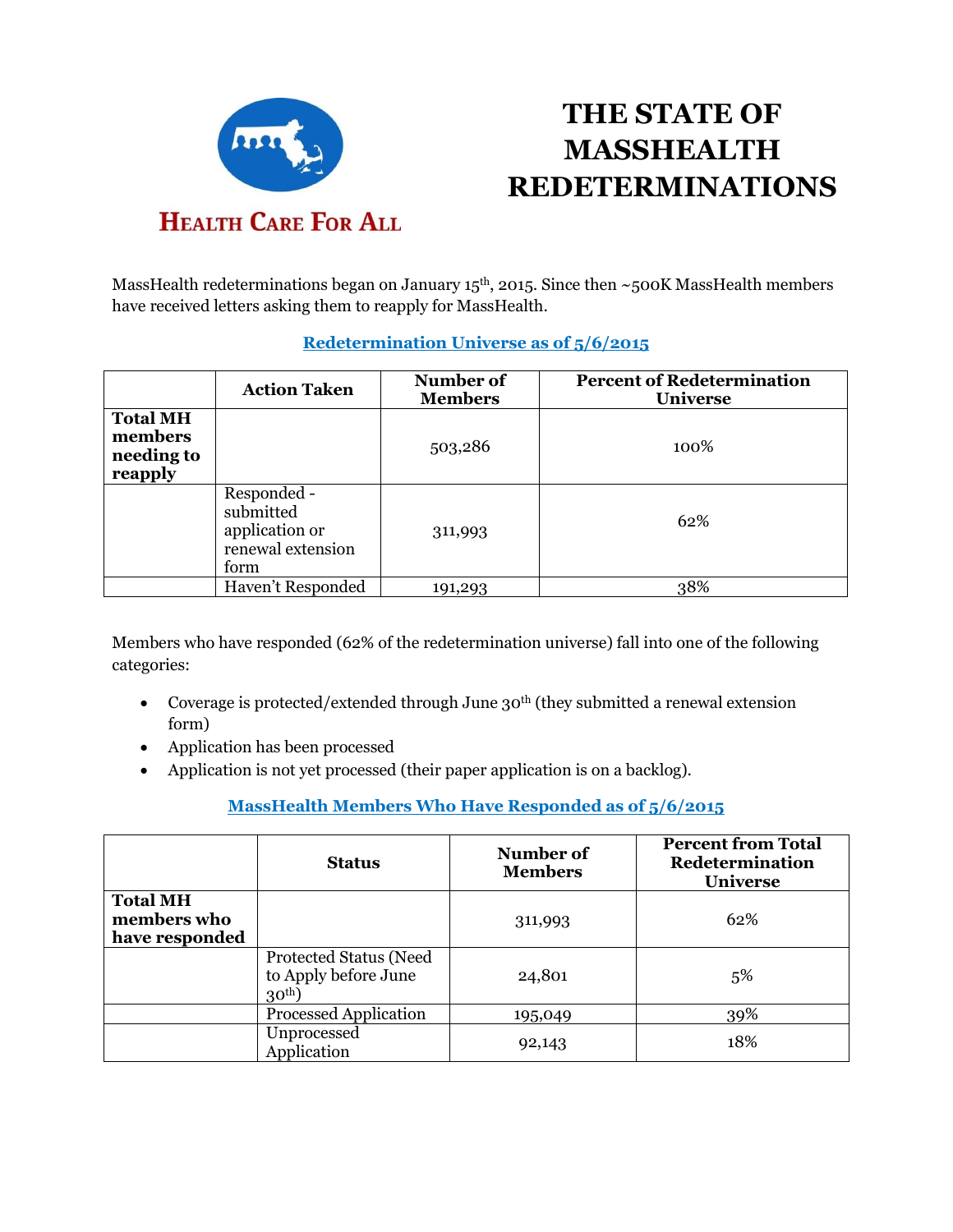# THE STATE OF MASSHEALTH REDETERMINATIONS

Health Care For All

MassHealth redeterminations began on January 15th, 2015. Since then ~500K MassHealth members have received letters asking them to reapply for MassHealth.

### Redetermination Universe as of 5/6/2015

| | Action Taken | Number of Members | Percent of Redetermination Universe |
|---|---|---|---|
| **Total MH members needing to reapply** | | 503,286 | 100% |
| | Responded - submitted application or renewal extension form | 311,993 | 62% |
| | Haven't Responded | 191,293 | 38% |

Members who have responded (62% of the redetermination universe) fall into one of the following categories:

- Coverage is protected/extended through June 30th (they submitted a renewal extension form)
- Application has been processed
- Application is not yet processed (their paper application is on a backlog).

### MassHealth Members Who Have Responded as of 5/6/2015

| | Status | Number of Members | Percent from Total Redetermination Universe |
|---|---|---|---|
| **Total MH members who have responded** | | 311,993 | 62% |
| | Protected Status (Need to Apply before June 30th) | 24,801 | 5% |
| | Processed Application | 195,049 | 39% |
| | Unprocessed Application | 92,143 | 18% |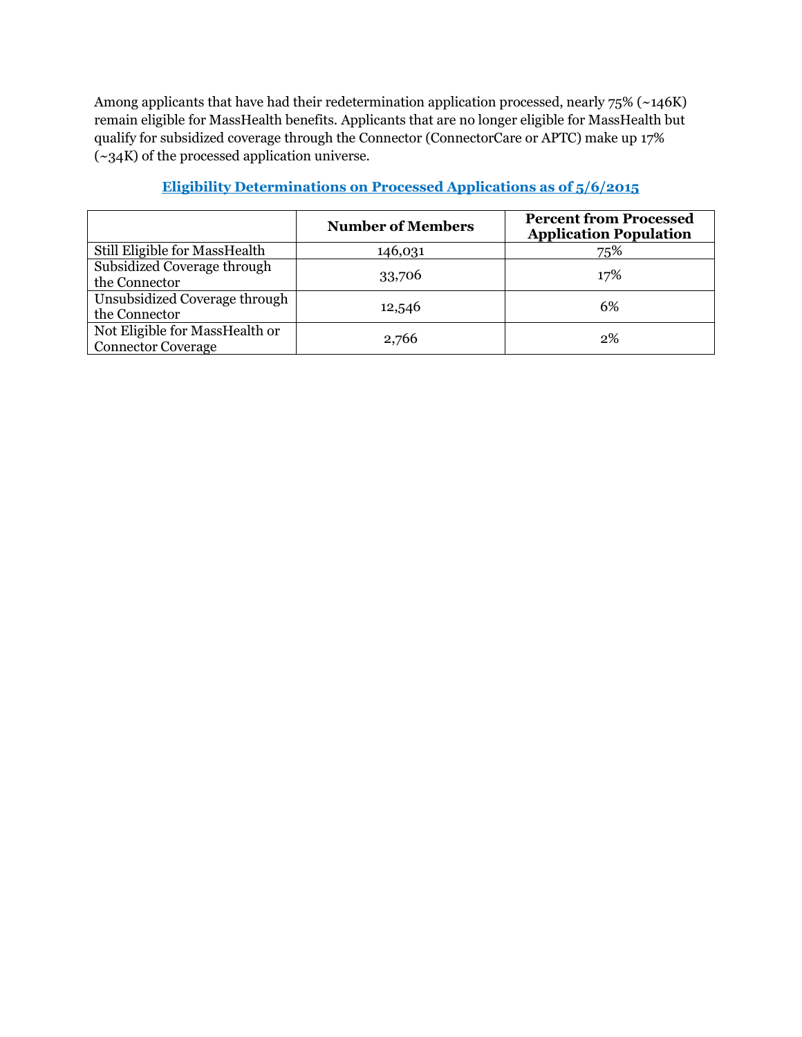Among applicants that have had their redetermination application processed, nearly 75% (~146K) remain eligible for MassHealth benefits. Applicants that are no longer eligible for MassHealth but qualify for subsidized coverage through the Connector (ConnectorCare or APTC) make up 17% (~34K) of the processed application universe.

**Eligibility Determinations on Processed Applications as of 5/6/2015**

| | Number of Members | Percent from Processed Application Population |
|---|---|---|
| Still Eligible for MassHealth | 146,031 | 75% |
| Subsidized Coverage through the Connector | 33,706 | 17% |
| Unsubsidized Coverage through the Connector | 12,546 | 6% |
| Not Eligible for MassHealth or Connector Coverage | 2,766 | 2% |